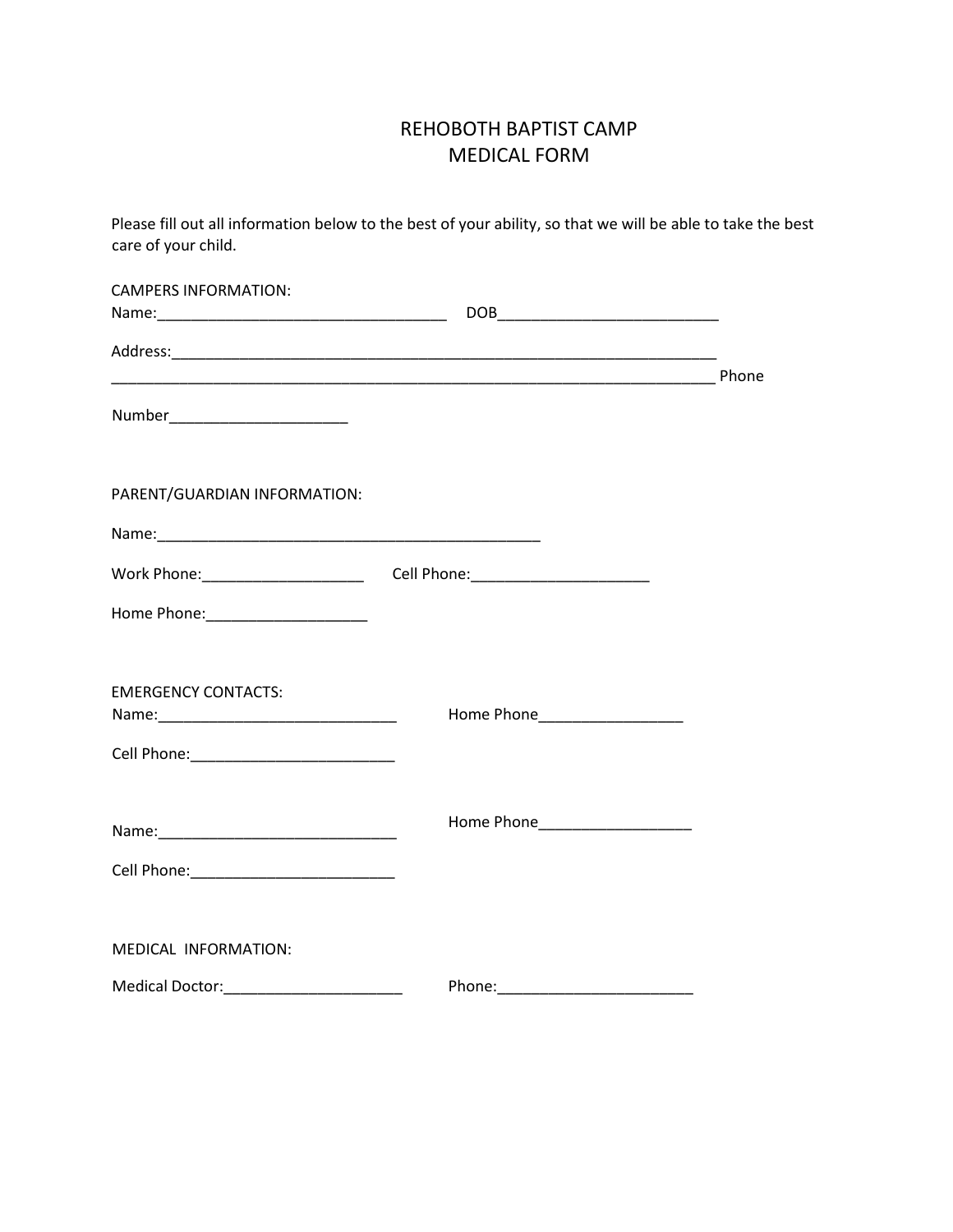# REHOBOTH BAPTIST CAMP
# MEDICAL FORM

Please fill out all information below to the best of your ability, so that we will be able to take the best care of your child.

CAMPERS INFORMATION:

Name:___________________________________ DOB__________________________

Address:____________________________________________________________________

___________________________________________________________________________ Phone Number_____________________

PARENT/GUARDIAN INFORMATION:

Name:_______________________________________________

Work Phone:___________________ Cell Phone:_____________________

Home Phone:___________________

EMERGENCY CONTACTS:

Name:____________________________ Home Phone_________________

Cell Phone:________________________

Name:____________________________ Home Phone__________________

Cell Phone:________________________

MEDICAL INFORMATION:

Medical Doctor:_____________________ Phone:_______________________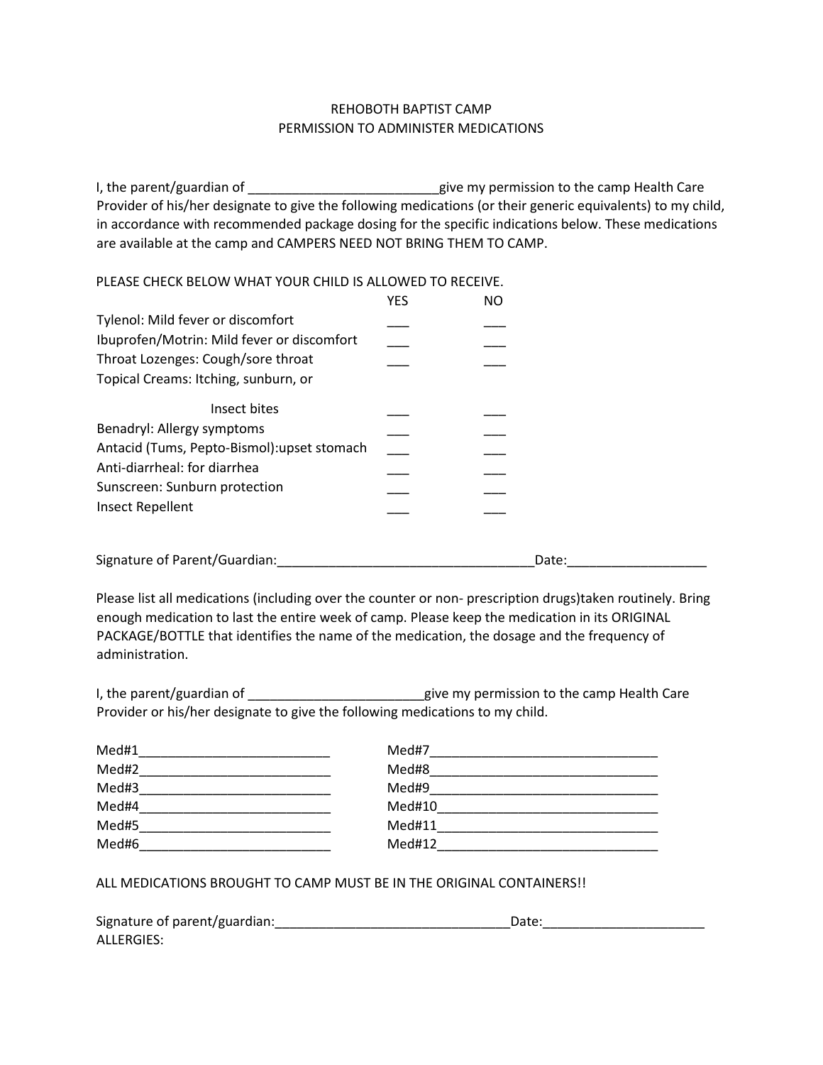REHOBOTH BAPTIST CAMP
PERMISSION TO ADMINISTER MEDICATIONS

I, the parent/guardian of __________________________give my permission to the camp Health Care Provider of his/her designate to give the following medications (or their generic equivalents) to my child, in accordance with recommended package dosing for the specific indications below. These medications are available at the camp and CAMPERS NEED NOT BRING THEM TO CAMP.

PLEASE CHECK BELOW WHAT YOUR CHILD IS ALLOWED TO RECEIVE.

| | YES | NO |
|---|---|---|
| Tylenol: Mild fever or discomfort | ___ | ___ |
| Ibuprofen/Motrin: Mild fever or discomfort | ___ | ___ |
| Throat Lozenges: Cough/sore throat | ___ | ___ |
| Topical Creams: Itching, sunburn, or Insect bites | ___ | ___ |
| Benadryl: Allergy symptoms | ___ | ___ |
| Antacid (Tums, Pepto-Bismol):upset stomach | ___ | ___ |
| Anti-diarrheal: for diarrhea | ___ | ___ |
| Sunscreen: Sunburn protection | ___ | ___ |
| Insect Repellent | ___ | ___ |

Signature of Parent/Guardian:___________________________________Date:__________________

Please list all medications (including over the counter or non- prescription drugs)taken routinely. Bring enough medication to last the entire week of camp. Please keep the medication in its ORIGINAL PACKAGE/BOTTLE that identifies the name of the medication, the dosage and the frequency of administration.

I, the parent/guardian of ________________________give my permission to the camp Health Care Provider or his/her designate to give the following medications to my child.

| | |
|---|---|
| Med#1__________________________ | Med#7_______________________________ |
| Med#2__________________________ | Med#8_______________________________ |
| Med#3__________________________ | Med#9_______________________________ |
| Med#4__________________________ | Med#10______________________________ |
| Med#5__________________________ | Med#11______________________________ |
| Med#6__________________________ | Med#12______________________________ |

ALL MEDICATIONS BROUGHT TO CAMP MUST BE IN THE ORIGINAL CONTAINERS!!

Signature of parent/guardian:________________________________Date:______________________

ALLERGIES: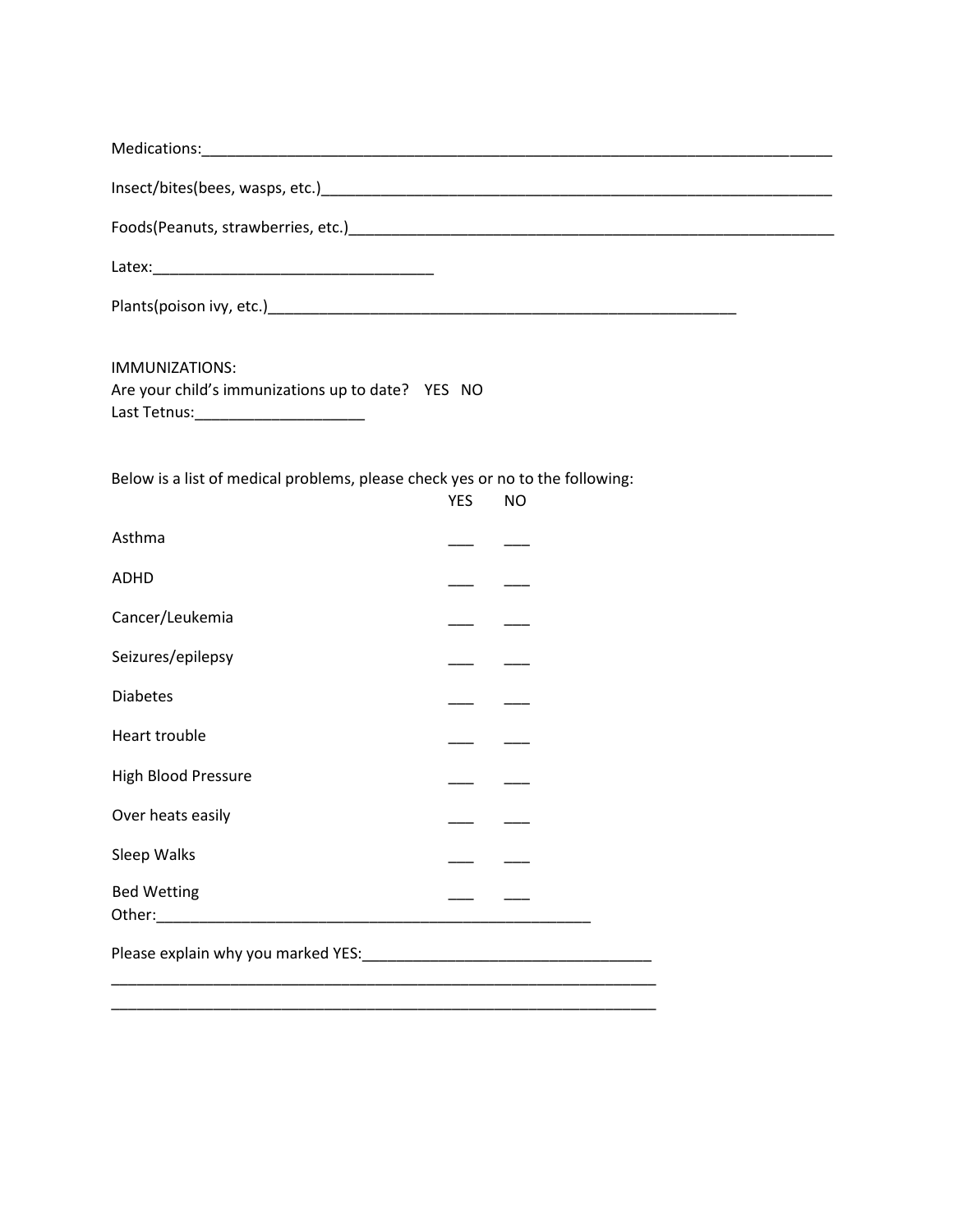Medications:_____________________________________________________________________________

Insect/bites(bees, wasps, etc.)_________________________________________________________________

Foods(Peanuts, strawberries, etc.)_____________________________________________________________

Latex:________________________________

Plants(poison ivy, etc.)_____________________________________________________

IMMUNIZATIONS:
Are your child's immunizations up to date? YES NO
Last Tetnus:___________________

Below is a list of medical problems, please check yes or no to the following:

| | YES | NO |
|---|---|---|
| Asthma | ___ | ___ |
| ADHD | ___ | ___ |
| Cancer/Leukemia | ___ | ___ |
| Seizures/epilepsy | ___ | ___ |
| Diabetes | ___ | ___ |
| Heart trouble | ___ | ___ |
| High Blood Pressure | ___ | ___ |
| Over heats easily | ___ | ___ |
| Sleep Walks | ___ | ___ |
| Bed Wetting | ___ | ___ |

Other:__________________________________________________

Please explain why you marked YES:_________________________________

_______________________________________________________________

_______________________________________________________________